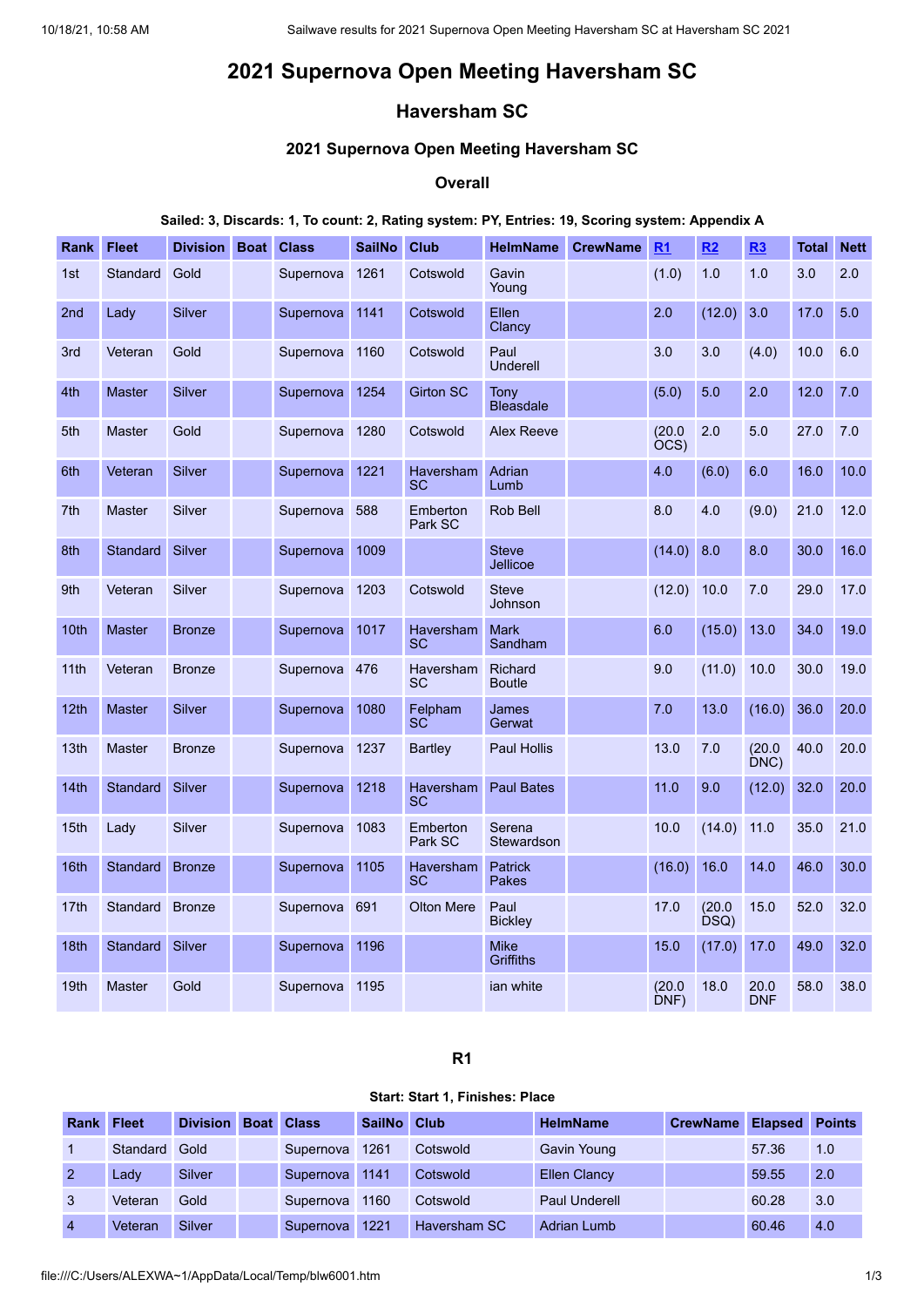# 2021 Supernova Open Meeting Haversham SC

## Haversham SC

### 2021 Supernova Open Meeting Haversham SC

#### Overall

**Sailed: 3, Discards: 1, To count: 2, Rating system: PY, Entries: 19, Scoring system: Appendix A**

| Rank | Fleet | Division | Boat | Class | SailNo | Club | HelmName | CrewName | R1 | R2 | R3 | Total | Nett |
|---|---|---|---|---|---|---|---|---|---|---|---|---|---|
| 1st | Standard | Gold | | Supernova | 1261 | Cotswold | Gavin Young | | (1.0) | 1.0 | 1.0 | 3.0 | 2.0 |
| 2nd | Lady | Silver | | Supernova | 1141 | Cotswold | Ellen Clancy | | 2.0 | (12.0) | 3.0 | 17.0 | 5.0 |
| 3rd | Veteran | Gold | | Supernova | 1160 | Cotswold | Paul Underell | | 3.0 | 3.0 | (4.0) | 10.0 | 6.0 |
| 4th | Master | Silver | | Supernova | 1254 | Girton SC | Tony Bleasdale | | (5.0) | 5.0 | 2.0 | 12.0 | 7.0 |
| 5th | Master | Gold | | Supernova | 1280 | Cotswold | Alex Reeve | | (20.0 OCS) | 2.0 | 5.0 | 27.0 | 7.0 |
| 6th | Veteran | Silver | | Supernova | 1221 | Haversham SC | Adrian Lumb | | 4.0 | (6.0) | 6.0 | 16.0 | 10.0 |
| 7th | Master | Silver | | Supernova | 588 | Emberton Park SC | Rob Bell | | 8.0 | 4.0 | (9.0) | 21.0 | 12.0 |
| 8th | Standard | Silver | | Supernova | 1009 | | Steve Jellicoe | | (14.0) | 8.0 | 8.0 | 30.0 | 16.0 |
| 9th | Veteran | Silver | | Supernova | 1203 | Cotswold | Steve Johnson | | (12.0) | 10.0 | 7.0 | 29.0 | 17.0 |
| 10th | Master | Bronze | | Supernova | 1017 | Haversham SC | Mark Sandham | | 6.0 | (15.0) | 13.0 | 34.0 | 19.0 |
| 11th | Veteran | Bronze | | Supernova | 476 | Haversham SC | Richard Boutle | | 9.0 | (11.0) | 10.0 | 30.0 | 19.0 |
| 12th | Master | Silver | | Supernova | 1080 | Felpham SC | James Gerwat | | 7.0 | 13.0 | (16.0) | 36.0 | 20.0 |
| 13th | Master | Bronze | | Supernova | 1237 | Bartley | Paul Hollis | | 13.0 | 7.0 | (20.0 DNC) | 40.0 | 20.0 |
| 14th | Standard | Silver | | Supernova | 1218 | Haversham SC | Paul Bates | | 11.0 | 9.0 | (12.0) | 32.0 | 20.0 |
| 15th | Lady | Silver | | Supernova | 1083 | Emberton Park SC | Serena Stewardson | | 10.0 | (14.0) | 11.0 | 35.0 | 21.0 |
| 16th | Standard | Bronze | | Supernova | 1105 | Haversham SC | Patrick Pakes | | (16.0) | 16.0 | 14.0 | 46.0 | 30.0 |
| 17th | Standard | Bronze | | Supernova | 691 | Olton Mere | Paul Bickley | | 17.0 | (20.0 DSQ) | 15.0 | 52.0 | 32.0 |
| 18th | Standard | Silver | | Supernova | 1196 | | Mike Griffiths | | 15.0 | (17.0) | 17.0 | 49.0 | 32.0 |
| 19th | Master | Gold | | Supernova | 1195 | | ian white | | (20.0 DNF) | 18.0 | 20.0 DNF | 58.0 | 38.0 |

#### R1

**Start: Start 1, Finishes: Place**

| Rank | Fleet | Division | Boat | Class | SailNo | Club | HelmName | CrewName | Elapsed | Points |
|---|---|---|---|---|---|---|---|---|---|---|
| 1 | Standard | Gold | | Supernova | 1261 | Cotswold | Gavin Young | | 57.36 | 1.0 |
| 2 | Lady | Silver | | Supernova | 1141 | Cotswold | Ellen Clancy | | 59.55 | 2.0 |
| 3 | Veteran | Gold | | Supernova | 1160 | Cotswold | Paul Underell | | 60.28 | 3.0 |
| 4 | Veteran | Silver | | Supernova | 1221 | Haversham SC | Adrian Lumb | | 60.46 | 4.0 |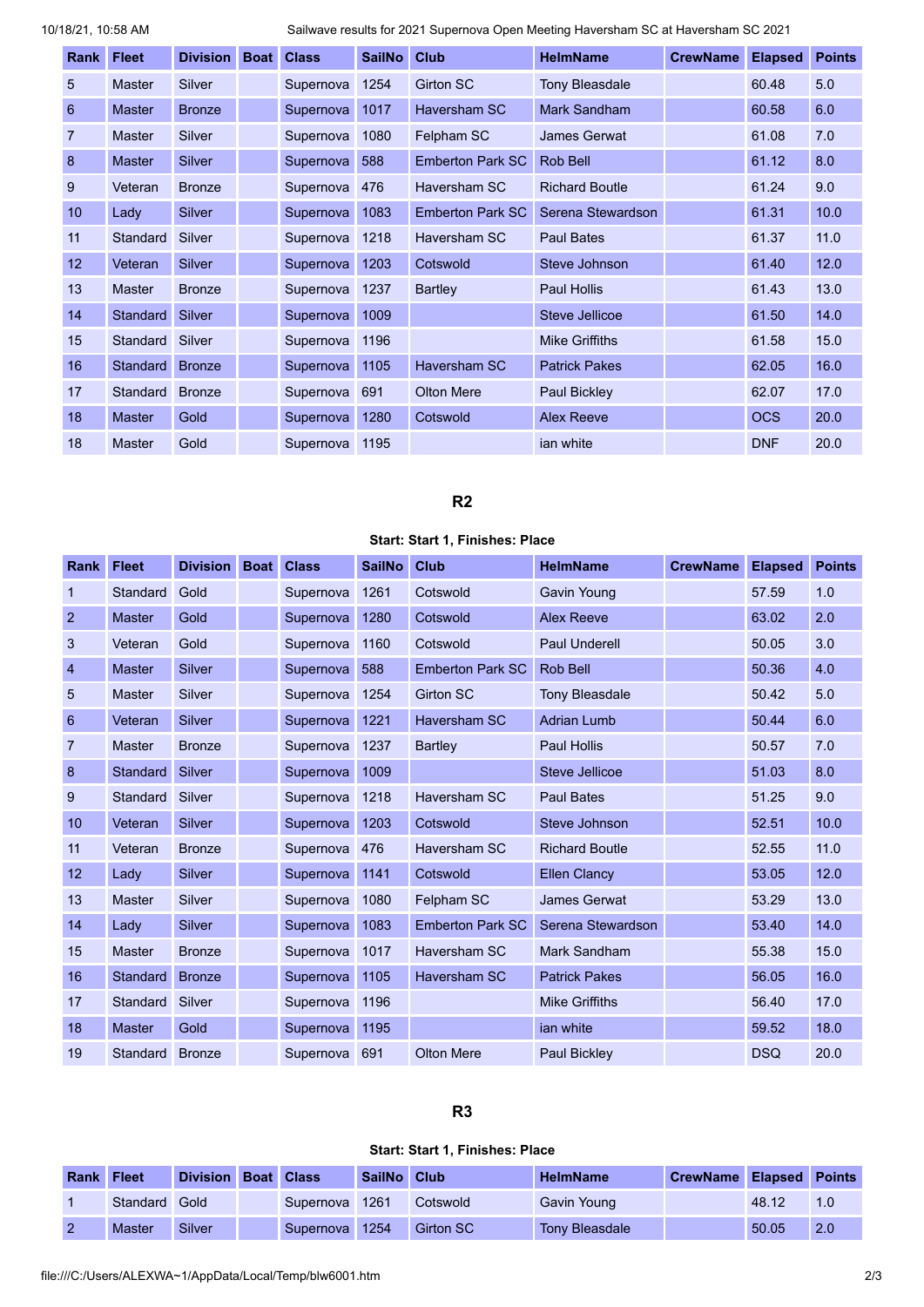| Rank | Fleet | Division | Boat | Class | SailNo | Club | HelmName | CrewName | Elapsed | Points |
|---|---|---|---|---|---|---|---|---|---|---|
| 5 | Master | Silver | | Supernova | 1254 | Girton SC | Tony Bleasdale | | 60.48 | 5.0 |
| 6 | Master | Bronze | | Supernova | 1017 | Haversham SC | Mark Sandham | | 60.58 | 6.0 |
| 7 | Master | Silver | | Supernova | 1080 | Felpham SC | James Gerwat | | 61.08 | 7.0 |
| 8 | Master | Silver | | Supernova | 588 | Emberton Park SC | Rob Bell | | 61.12 | 8.0 |
| 9 | Veteran | Bronze | | Supernova | 476 | Haversham SC | Richard Boutle | | 61.24 | 9.0 |
| 10 | Lady | Silver | | Supernova | 1083 | Emberton Park SC | Serena Stewardson | | 61.31 | 10.0 |
| 11 | Standard | Silver | | Supernova | 1218 | Haversham SC | Paul Bates | | 61.37 | 11.0 |
| 12 | Veteran | Silver | | Supernova | 1203 | Cotswold | Steve Johnson | | 61.40 | 12.0 |
| 13 | Master | Bronze | | Supernova | 1237 | Bartley | Paul Hollis | | 61.43 | 13.0 |
| 14 | Standard | Silver | | Supernova | 1009 | | Steve Jellicoe | | 61.50 | 14.0 |
| 15 | Standard | Silver | | Supernova | 1196 | | Mike Griffiths | | 61.58 | 15.0 |
| 16 | Standard | Bronze | | Supernova | 1105 | Haversham SC | Patrick Pakes | | 62.05 | 16.0 |
| 17 | Standard | Bronze | | Supernova | 691 | Olton Mere | Paul Bickley | | 62.07 | 17.0 |
| 18 | Master | Gold | | Supernova | 1280 | Cotswold | Alex Reeve | | OCS | 20.0 |
| 18 | Master | Gold | | Supernova | 1195 | | ian white | | DNF | 20.0 |

## R2

**Start: Start 1, Finishes: Place**

| Rank | Fleet | Division | Boat | Class | SailNo | Club | HelmName | CrewName | Elapsed | Points |
|---|---|---|---|---|---|---|---|---|---|---|
| 1 | Standard | Gold | | Supernova | 1261 | Cotswold | Gavin Young | | 57.59 | 1.0 |
| 2 | Master | Gold | | Supernova | 1280 | Cotswold | Alex Reeve | | 63.02 | 2.0 |
| 3 | Veteran | Gold | | Supernova | 1160 | Cotswold | Paul Underell | | 50.05 | 3.0 |
| 4 | Master | Silver | | Supernova | 588 | Emberton Park SC | Rob Bell | | 50.36 | 4.0 |
| 5 | Master | Silver | | Supernova | 1254 | Girton SC | Tony Bleasdale | | 50.42 | 5.0 |
| 6 | Veteran | Silver | | Supernova | 1221 | Haversham SC | Adrian Lumb | | 50.44 | 6.0 |
| 7 | Master | Bronze | | Supernova | 1237 | Bartley | Paul Hollis | | 50.57 | 7.0 |
| 8 | Standard | Silver | | Supernova | 1009 | | Steve Jellicoe | | 51.03 | 8.0 |
| 9 | Standard | Silver | | Supernova | 1218 | Haversham SC | Paul Bates | | 51.25 | 9.0 |
| 10 | Veteran | Silver | | Supernova | 1203 | Cotswold | Steve Johnson | | 52.51 | 10.0 |
| 11 | Veteran | Bronze | | Supernova | 476 | Haversham SC | Richard Boutle | | 52.55 | 11.0 |
| 12 | Lady | Silver | | Supernova | 1141 | Cotswold | Ellen Clancy | | 53.05 | 12.0 |
| 13 | Master | Silver | | Supernova | 1080 | Felpham SC | James Gerwat | | 53.29 | 13.0 |
| 14 | Lady | Silver | | Supernova | 1083 | Emberton Park SC | Serena Stewardson | | 53.40 | 14.0 |
| 15 | Master | Bronze | | Supernova | 1017 | Haversham SC | Mark Sandham | | 55.38 | 15.0 |
| 16 | Standard | Bronze | | Supernova | 1105 | Haversham SC | Patrick Pakes | | 56.05 | 16.0 |
| 17 | Standard | Silver | | Supernova | 1196 | | Mike Griffiths | | 56.40 | 17.0 |
| 18 | Master | Gold | | Supernova | 1195 | | ian white | | 59.52 | 18.0 |
| 19 | Standard | Bronze | | Supernova | 691 | Olton Mere | Paul Bickley | | DSQ | 20.0 |

## R3

**Start: Start 1, Finishes: Place**

| Rank | Fleet | Division | Boat | Class | SailNo | Club | HelmName | CrewName | Elapsed | Points |
|---|---|---|---|---|---|---|---|---|---|---|
| 1 | Standard | Gold | | Supernova | 1261 | Cotswold | Gavin Young | | 48.12 | 1.0 |
| 2 | Master | Silver | | Supernova | 1254 | Girton SC | Tony Bleasdale | | 50.05 | 2.0 |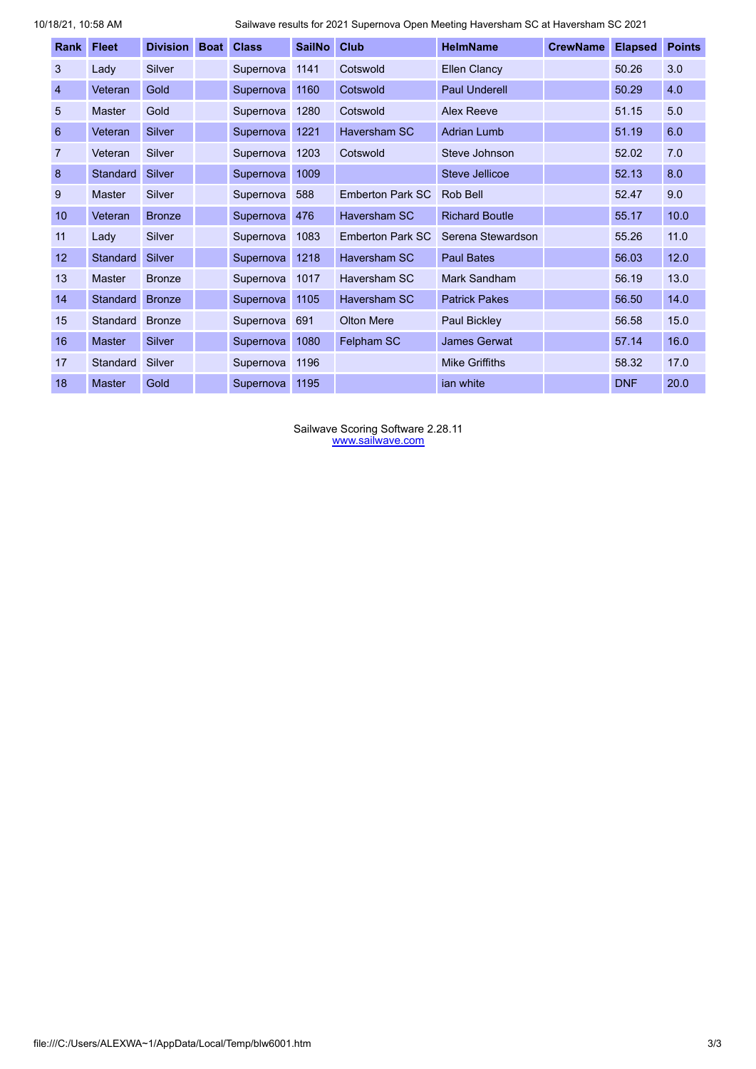| Rank | Fleet | Division | Boat | Class | SailNo | Club | HelmName | CrewName | Elapsed | Points |
|---|---|---|---|---|---|---|---|---|---|---|
| 3 | Lady | Silver | | Supernova | 1141 | Cotswold | Ellen Clancy | | 50.26 | 3.0 |
| 4 | Veteran | Gold | | Supernova | 1160 | Cotswold | Paul Underell | | 50.29 | 4.0 |
| 5 | Master | Gold | | Supernova | 1280 | Cotswold | Alex Reeve | | 51.15 | 5.0 |
| 6 | Veteran | Silver | | Supernova | 1221 | Haversham SC | Adrian Lumb | | 51.19 | 6.0 |
| 7 | Veteran | Silver | | Supernova | 1203 | Cotswold | Steve Johnson | | 52.02 | 7.0 |
| 8 | Standard | Silver | | Supernova | 1009 | | Steve Jellicoe | | 52.13 | 8.0 |
| 9 | Master | Silver | | Supernova | 588 | Emberton Park SC | Rob Bell | | 52.47 | 9.0 |
| 10 | Veteran | Bronze | | Supernova | 476 | Haversham SC | Richard Boutle | | 55.17 | 10.0 |
| 11 | Lady | Silver | | Supernova | 1083 | Emberton Park SC | Serena Stewardson | | 55.26 | 11.0 |
| 12 | Standard | Silver | | Supernova | 1218 | Haversham SC | Paul Bates | | 56.03 | 12.0 |
| 13 | Master | Bronze | | Supernova | 1017 | Haversham SC | Mark Sandham | | 56.19 | 13.0 |
| 14 | Standard | Bronze | | Supernova | 1105 | Haversham SC | Patrick Pakes | | 56.50 | 14.0 |
| 15 | Standard | Bronze | | Supernova | 691 | Olton Mere | Paul Bickley | | 56.58 | 15.0 |
| 16 | Master | Silver | | Supernova | 1080 | Felpham SC | James Gerwat | | 57.14 | 16.0 |
| 17 | Standard | Silver | | Supernova | 1196 | | Mike Griffiths | | 58.32 | 17.0 |
| 18 | Master | Gold | | Supernova | 1195 | | ian white | | DNF | 20.0 |

Sailwave Scoring Software 2.28.11
www.sailwave.com